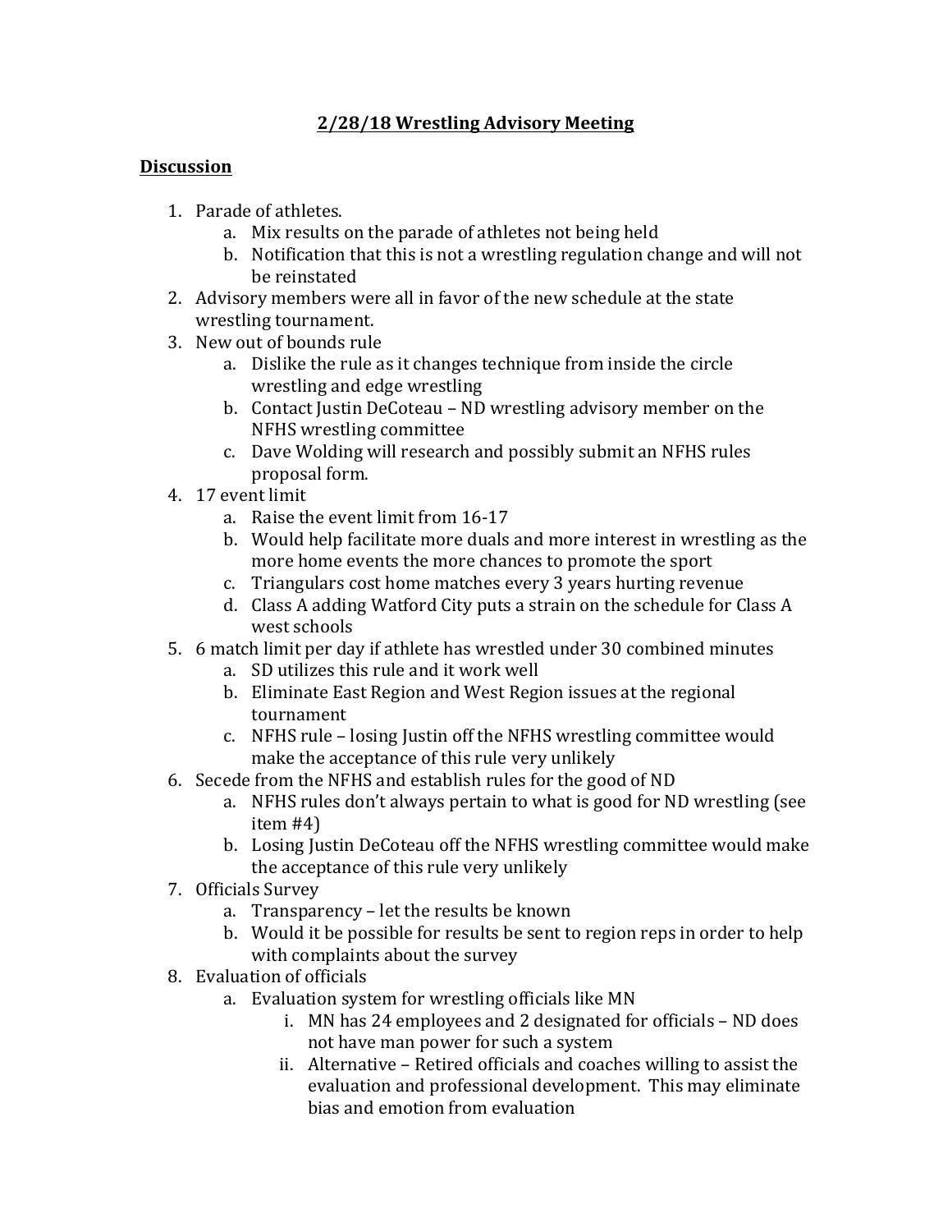# 2/28/18 Wrestling Advisory Meeting

## Discussion

1. Parade of athletes.
   a. Mix results on the parade of athletes not being held
   b. Notification that this is not a wrestling regulation change and will not be reinstated
2. Advisory members were all in favor of the new schedule at the state wrestling tournament.
3. New out of bounds rule
   a. Dislike the rule as it changes technique from inside the circle wrestling and edge wrestling
   b. Contact Justin DeCoteau – ND wrestling advisory member on the NFHS wrestling committee
   c. Dave Wolding will research and possibly submit an NFHS rules proposal form.
4. 17 event limit
   a. Raise the event limit from 16-17
   b. Would help facilitate more duals and more interest in wrestling as the more home events the more chances to promote the sport
   c. Triangulars cost home matches every 3 years hurting revenue
   d. Class A adding Watford City puts a strain on the schedule for Class A west schools
5. 6 match limit per day if athlete has wrestled under 30 combined minutes
   a. SD utilizes this rule and it work well
   b. Eliminate East Region and West Region issues at the regional tournament
   c. NFHS rule – losing Justin off the NFHS wrestling committee would make the acceptance of this rule very unlikely
6. Secede from the NFHS and establish rules for the good of ND
   a. NFHS rules don't always pertain to what is good for ND wrestling (see item #4)
   b. Losing Justin DeCoteau off the NFHS wrestling committee would make the acceptance of this rule very unlikely
7. Officials Survey
   a. Transparency – let the results be known
   b. Would it be possible for results be sent to region reps in order to help with complaints about the survey
8. Evaluation of officials
   a. Evaluation system for wrestling officials like MN
      i. MN has 24 employees and 2 designated for officials – ND does not have man power for such a system
      ii. Alternative – Retired officials and coaches willing to assist the evaluation and professional development. This may eliminate bias and emotion from evaluation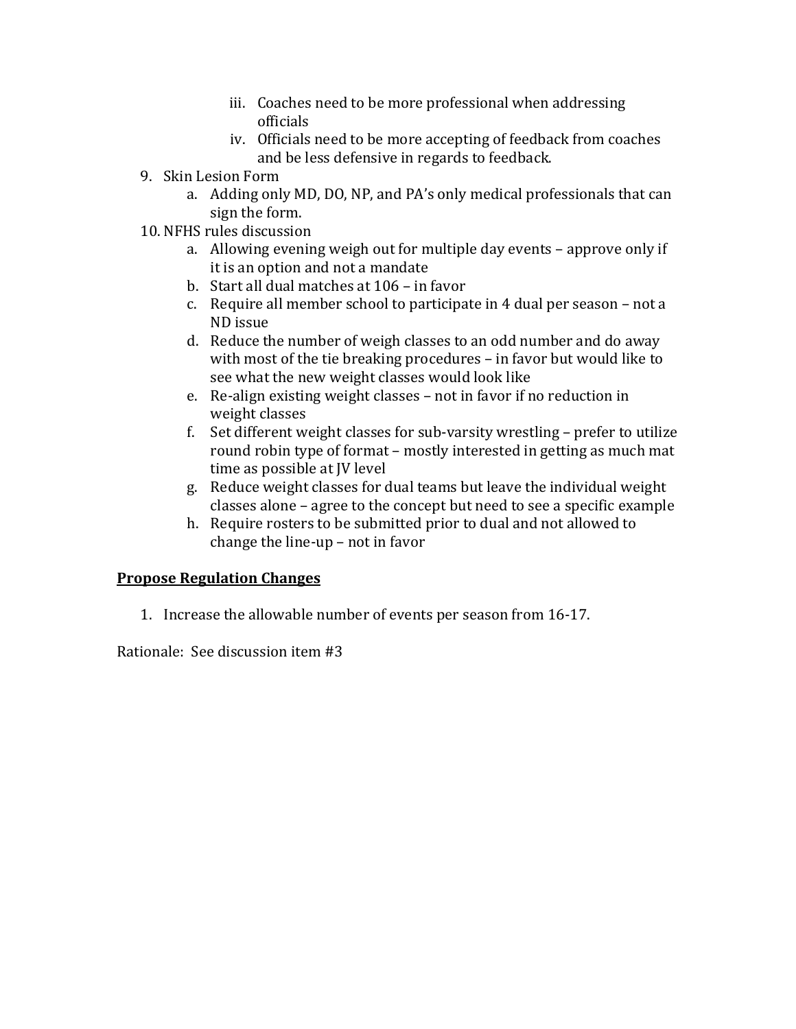iii. Coaches need to be more professional when addressing officials
   iv. Officials need to be more accepting of feedback from coaches and be less defensive in regards to feedback.

9. Skin Lesion Form
   a. Adding only MD, DO, NP, and PA's only medical professionals that can sign the form.
10. NFHS rules discussion
    a. Allowing evening weigh out for multiple day events – approve only if it is an option and not a mandate
    b. Start all dual matches at 106 – in favor
    c. Require all member school to participate in 4 dual per season – not a ND issue
    d. Reduce the number of weigh classes to an odd number and do away with most of the tie breaking procedures – in favor but would like to see what the new weight classes would look like
    e. Re-align existing weight classes – not in favor if no reduction in weight classes
    f. Set different weight classes for sub-varsity wrestling – prefer to utilize round robin type of format – mostly interested in getting as much mat time as possible at JV level
    g. Reduce weight classes for dual teams but leave the individual weight classes alone – agree to the concept but need to see a specific example
    h. Require rosters to be submitted prior to dual and not allowed to change the line-up – not in favor

**Propose Regulation Changes**

1. Increase the allowable number of events per season from 16-17.

Rationale: See discussion item #3